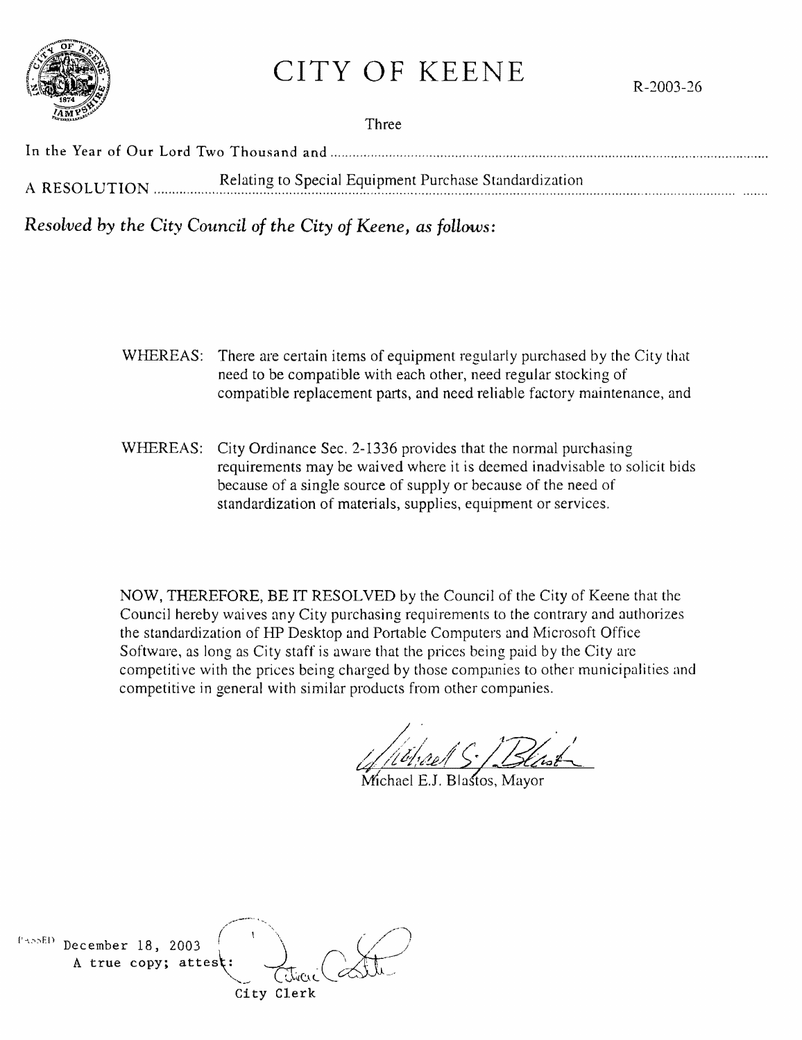# CITY OF KEENE

R-2003-26

In the Year of Our Lord Two Thousand and Three

A RESOLUTION Relating to Special Equipment Purchase Standardization

*Resolved by the City Council of the City of Keene, as follows:*

WHEREAS: There are certain items of equipment regularly purchased by the City that need to be compatible with each other, need regular stocking of compatible replacement parts, and need reliable factory maintenance, and

WHEREAS: City Ordinance Sec. 2-1336 provides that the normal purchasing requirements may be waived where it is deemed inadvisable to solicit bids because of a single source of supply or because of the need of standardization of materials, supplies, equipment or services.

NOW, THEREFORE, BE IT RESOLVED by the Council of the City of Keene that the Council hereby waives any City purchasing requirements to the contrary and authorizes the standardization of HP Desktop and Portable Computers and Microsoft Office Software, as long as City staff is aware that the prices being paid by the City are competitive with the prices being charged by those companies to other municipalities and competitive in general with similar products from other companies.

Michael E.J. Blastos, Mayor

PASSED December 18, 2003
A true copy; attest:

City Clerk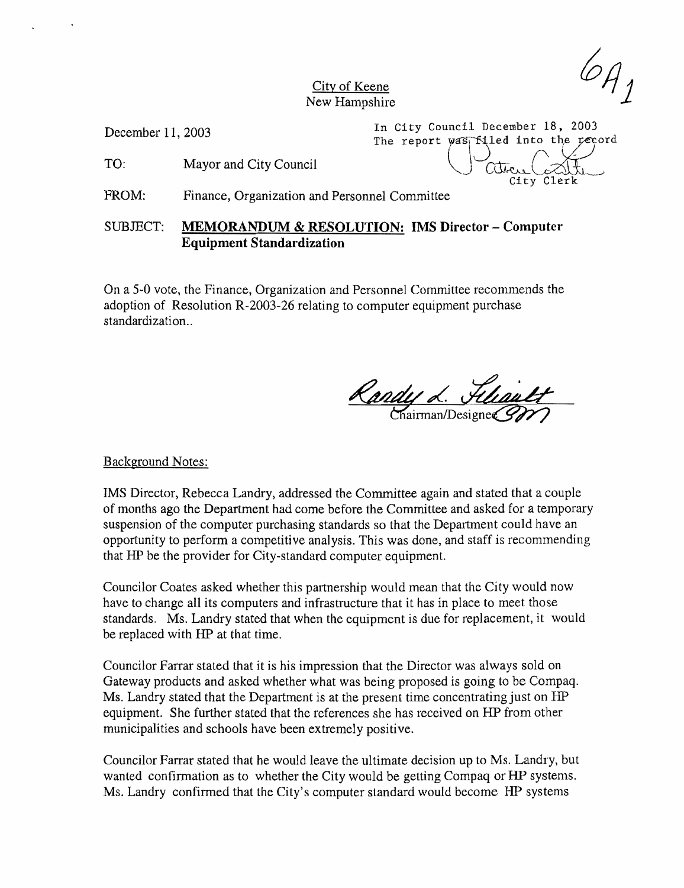6A1

City of Keene
New Hampshire

December 11, 2003

In City Council December 18, 2003
The report was filed into the record
City Clerk

TO: Mayor and City Council

FROM: Finance, Organization and Personnel Committee

SUBJECT: **MEMORANDUM & RESOLUTION: IMS Director – Computer Equipment Standardization**

On a 5-0 vote, the Finance, Organization and Personnel Committee recommends the adoption of Resolution R-2003-26 relating to computer equipment purchase standardization..

Randy L. Filiault
Chairman/Designee

Background Notes:

IMS Director, Rebecca Landry, addressed the Committee again and stated that a couple of months ago the Department had come before the Committee and asked for a temporary suspension of the computer purchasing standards so that the Department could have an opportunity to perform a competitive analysis. This was done, and staff is recommending that HP be the provider for City-standard computer equipment.

Councilor Coates asked whether this partnership would mean that the City would now have to change all its computers and infrastructure that it has in place to meet those standards. Ms. Landry stated that when the equipment is due for replacement, it would be replaced with HP at that time.

Councilor Farrar stated that it is his impression that the Director was always sold on Gateway products and asked whether what was being proposed is going to be Compaq. Ms. Landry stated that the Department is at the present time concentrating just on HP equipment. She further stated that the references she has received on HP from other municipalities and schools have been extremely positive.

Councilor Farrar stated that he would leave the ultimate decision up to Ms. Landry, but wanted confirmation as to whether the City would be getting Compaq or HP systems. Ms. Landry confirmed that the City's computer standard would become HP systems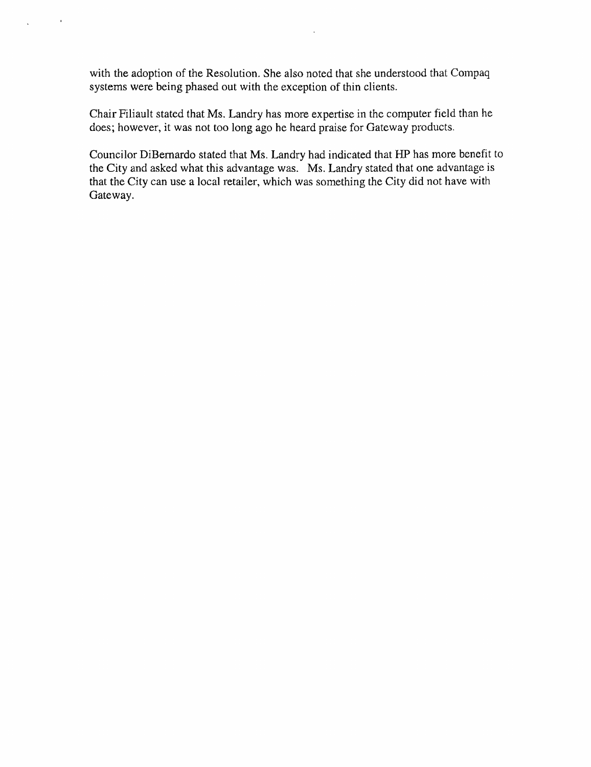with the adoption of the Resolution. She also noted that she understood that Compaq systems were being phased out with the exception of thin clients.

Chair Filiault stated that Ms. Landry has more expertise in the computer field than he does; however, it was not too long ago he heard praise for Gateway products.

Councilor DiBernardo stated that Ms. Landry had indicated that HP has more benefit to the City and asked what this advantage was. Ms. Landry stated that one advantage is that the City can use a local retailer, which was something the City did not have with Gateway.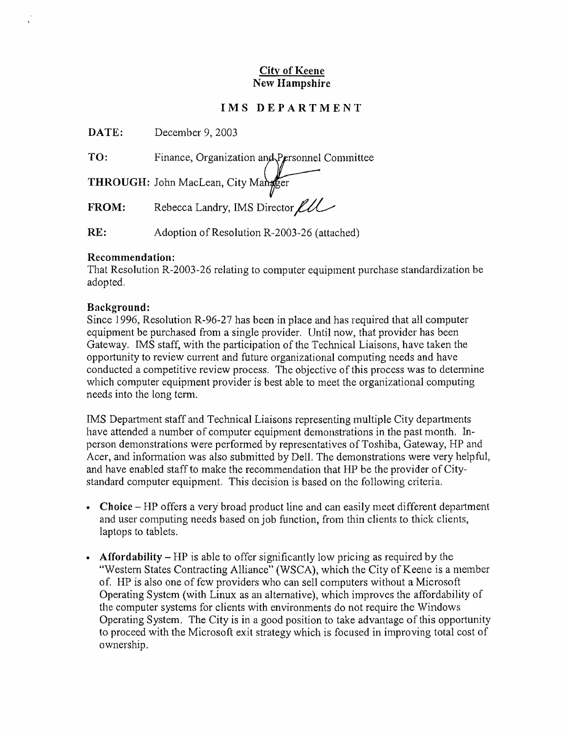**City of Keene**
**New Hampshire**

## IMS DEPARTMENT

**DATE:** December 9, 2003

**TO:** Finance, Organization and Personnel Committee

**THROUGH:** John MacLean, City Manager

**FROM:** Rebecca Landry, IMS Director

**RE:** Adoption of Resolution R-2003-26 (attached)

### Recommendation:

That Resolution R-2003-26 relating to computer equipment purchase standardization be adopted.

### Background:

Since 1996, Resolution R-96-27 has been in place and has required that all computer equipment be purchased from a single provider. Until now, that provider has been Gateway. IMS staff, with the participation of the Technical Liaisons, have taken the opportunity to review current and future organizational computing needs and have conducted a competitive review process. The objective of this process was to determine which computer equipment provider is best able to meet the organizational computing needs into the long term.

IMS Department staff and Technical Liaisons representing multiple City departments have attended a number of computer equipment demonstrations in the past month. In-person demonstrations were performed by representatives of Toshiba, Gateway, HP and Acer, and information was also submitted by Dell. The demonstrations were very helpful, and have enabled staff to make the recommendation that HP be the provider of City-standard computer equipment. This decision is based on the following criteria.

- **Choice** – HP offers a very broad product line and can easily meet different department and user computing needs based on job function, from thin clients to thick clients, laptops to tablets.

- **Affordability** – HP is able to offer significantly low pricing as required by the "Western States Contracting Alliance" (WSCA), which the City of Keene is a member of. HP is also one of few providers who can sell computers without a Microsoft Operating System (with Linux as an alternative), which improves the affordability of the computer systems for clients with environments do not require the Windows Operating System. The City is in a good position to take advantage of this opportunity to proceed with the Microsoft exit strategy which is focused in improving total cost of ownership.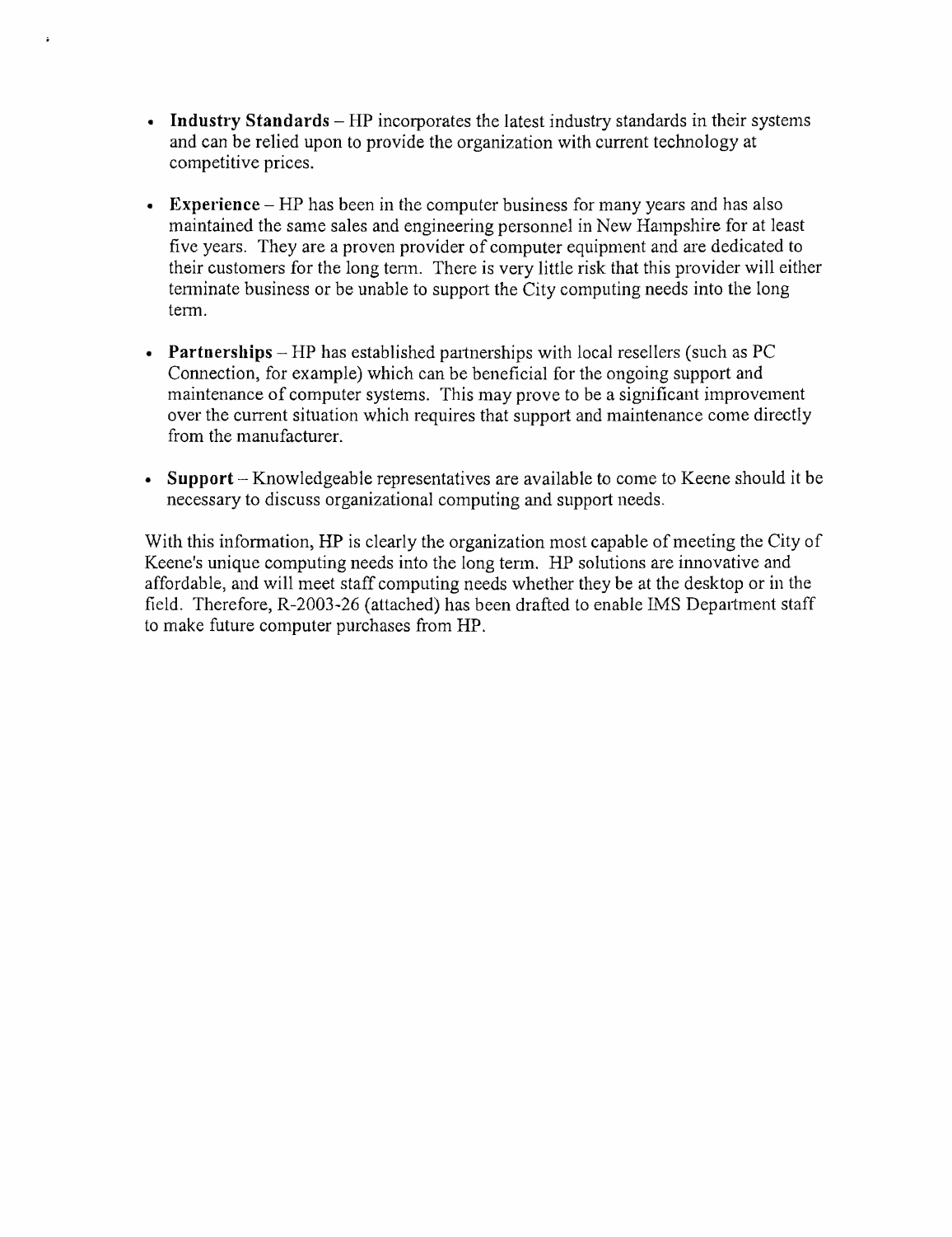- **Industry Standards** – HP incorporates the latest industry standards in their systems and can be relied upon to provide the organization with current technology at competitive prices.

- **Experience** – HP has been in the computer business for many years and has also maintained the same sales and engineering personnel in New Hampshire for at least five years. They are a proven provider of computer equipment and are dedicated to their customers for the long term. There is very little risk that this provider will either terminate business or be unable to support the City computing needs into the long term.

- **Partnerships** – HP has established partnerships with local resellers (such as PC Connection, for example) which can be beneficial for the ongoing support and maintenance of computer systems. This may prove to be a significant improvement over the current situation which requires that support and maintenance come directly from the manufacturer.

- **Support** – Knowledgeable representatives are available to come to Keene should it be necessary to discuss organizational computing and support needs.

With this information, HP is clearly the organization most capable of meeting the City of Keene's unique computing needs into the long term. HP solutions are innovative and affordable, and will meet staff computing needs whether they be at the desktop or in the field. Therefore, R-2003-26 (attached) has been drafted to enable IMS Department staff to make future computer purchases from HP.